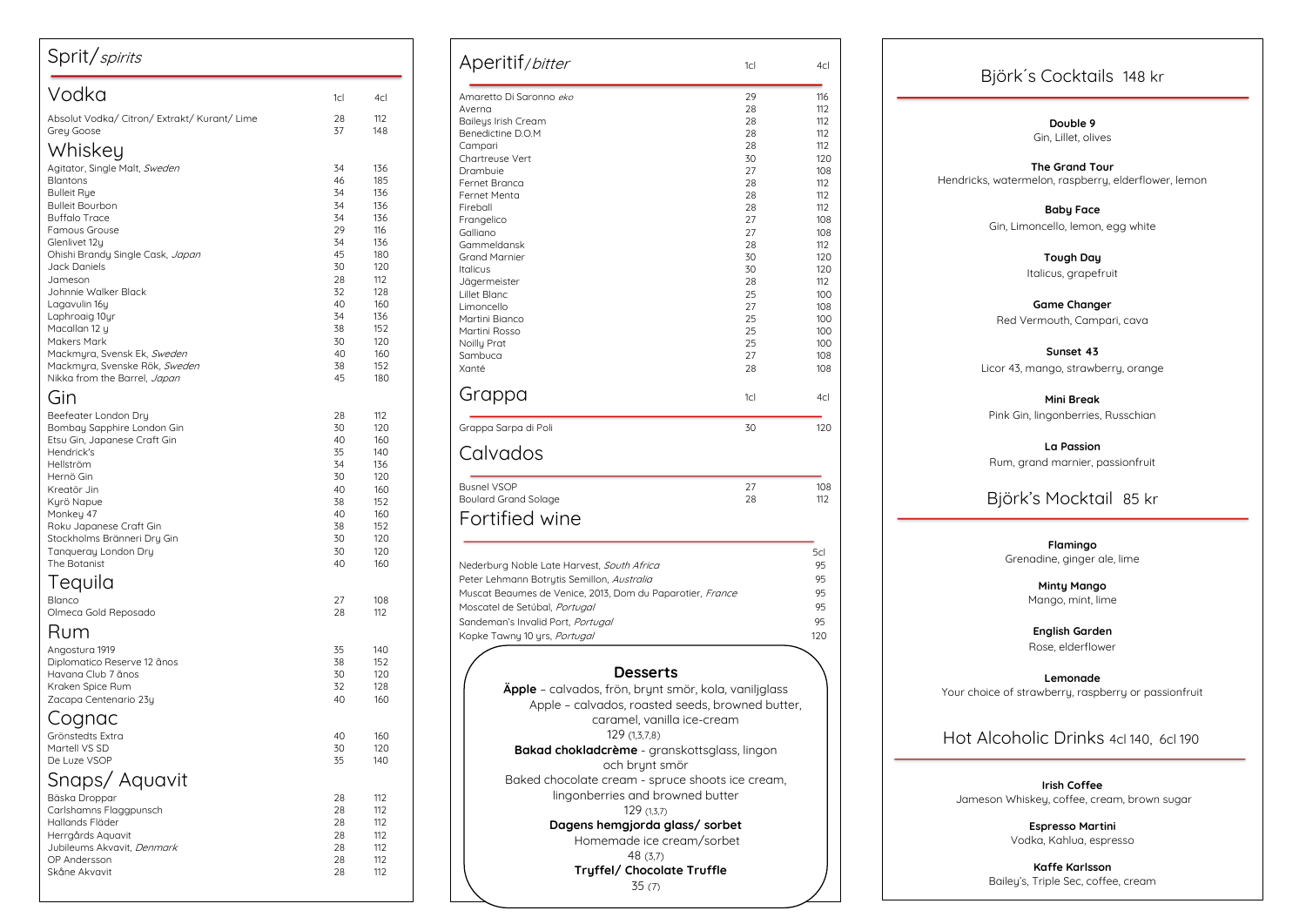# Sprit/ *spirits*

## Vodka

| | 1cl | 4cl |
|---|---|---|
| Absolut Vodka/ Citron/ Extrakt/ Kurant/ Lime | 28 | 112 |
| Grey Goose | 37 | 148 |

## Whiskey

| | | |
|---|---|---|
| Agitator, Single Malt, *Sweden* | 34 | 136 |
| Blantons | 46 | 185 |
| Bulleit Rye | 34 | 136 |
| Bulleit Bourbon | 34 | 136 |
| Buffalo Trace | 34 | 136 |
| Famous Grouse | 29 | 116 |
| Glenlivet 12y | 34 | 136 |
| Ohishi Brandy Single Cask, *Japan* | 45 | 180 |
| Jack Daniels | 30 | 120 |
| Jameson | 28 | 112 |
| Johnnie Walker Black | 32 | 128 |
| Lagavulin 16y | 40 | 160 |
| Laphroaig 10yr | 34 | 136 |
| Macallan 12 y | 38 | 152 |
| Makers Mark | 30 | 120 |
| Mackmyra, Svensk Ek, *Sweden* | 40 | 160 |
| Mackmyra, Svenske Rök, *Sweden* | 38 | 152 |
| Nikka from the Barrel, *Japan* | 45 | 180 |

## Gin

| | | |
|---|---|---|
| Beefeater London Dry | 28 | 112 |
| Bombay Sapphire London Gin | 30 | 120 |
| Etsu Gin, Japanese Craft Gin | 40 | 160 |
| Hendrick's | 35 | 140 |
| Hellström | 34 | 136 |
| Hernö Gin | 30 | 120 |
| Kreatör Jin | 40 | 160 |
| Kyrö Napue | 38 | 152 |
| Monkey 47 | 40 | 160 |
| Roku Japanese Craft Gin | 38 | 152 |
| Stockholms Bränneri Dry Gin | 30 | 120 |
| Tanqueray London Dry | 30 | 120 |
| The Botanist | 40 | 160 |

## Tequila

| | | |
|---|---|---|
| Blanco | 27 | 108 |
| Olmeca Gold Reposado | 28 | 112 |

## Rum

| | | |
|---|---|---|
| Angostura 1919 | 35 | 140 |
| Diplomatico Reserve 12 ānos | 38 | 152 |
| Havana Club 7 ānos | 30 | 120 |
| Kraken Spice Rum | 32 | 128 |
| Zacapa Centenario 23y | 40 | 160 |

## Cognac

| | | |
|---|---|---|
| Grönstedts Extra | 40 | 160 |
| Martell VS SD | 30 | 120 |
| De Luze VSOP | 35 | 140 |

## Snaps/ Aquavit

| | | |
|---|---|---|
| Bäska Droppar | 28 | 112 |
| Carlshamns Flaggpunsch | 28 | 112 |
| Hallands Fläder | 28 | 112 |
| Herrgårds Aquavit | 28 | 112 |
| Jubileums Akvavit, *Denmark* | 28 | 112 |
| OP Andersson | 28 | 112 |
| Skåne Akvavit | 28 | 112 |

# Aperitif/ *bitter*

| | 1cl | 4cl |
|---|---|---|
| Amaretto Di Saronno *eko* | 29 | 116 |
| Averna | 28 | 112 |
| Baileys Irish Cream | 28 | 112 |
| Benedictine D.O.M | 28 | 112 |
| Campari | 28 | 112 |
| Chartreuse Vert | 30 | 120 |
| Drambuie | 27 | 108 |
| Fernet Branca | 28 | 112 |
| Fernet Menta | 28 | 112 |
| Fireball | 28 | 112 |
| Frangelico | 27 | 108 |
| Galliano | 27 | 108 |
| Gammeldansk | 28 | 112 |
| Grand Marnier | 30 | 120 |
| Italicus | 30 | 120 |
| Jägermeister | 28 | 112 |
| Lillet Blanc | 25 | 100 |
| Limoncello | 27 | 108 |
| Martini Bianco | 25 | 100 |
| Martini Rosso | 25 | 100 |
| Noilly Prat | 25 | 100 |
| Sambuca | 27 | 108 |
| Xanté | 28 | 108 |

## Grappa

| | 1cl | 4cl |
|---|---|---|
| Grappa Sarpa di Poli | 30 | 120 |

## Calvados

| | | |
|---|---|---|
| Busnel VSOP | 27 | 108 |
| Boulard Grand Solage | 28 | 112 |

## Fortified wine

| | 5cl |
|---|---|
| Nederburg Noble Late Harvest, *South Africa* | 95 |
| Peter Lehmann Botrytis Semillon, *Australia* | 95 |
| Muscat Beaumes de Venice, 2013, Dom du Paparotier, *France* | 95 |
| Moscatel de Setúbal, *Portugal* | 95 |
| Sandeman's Invalid Port, *Portugal* | 95 |
| Kopke Tawny 10 yrs, *Portugal* | 120 |

## Desserts

**Äpple** – calvados, frön, brynt smör, kola, vaniljglass
Apple – calvados, roasted seeds, browned butter, caramel, vanilla ice-cream
129 (1,3,7,8)

**Bakad chokladcrème** - granskottsglass, lingon och brynt smör
Baked chocolate cream - spruce shoots ice cream, lingonberries and browned butter
129 (1,3,7)

**Dagens hemgjorda glass/ sorbet**
Homemade ice cream/sorbet
48 (3,7)

**Tryffel/ Chocolate Truffle**
35 (7)

# Björk´s Cocktails 148 kr

**Double 9**
Gin, Lillet, olives

**The Grand Tour**
Hendricks, watermelon, raspberry, elderflower, lemon

**Baby Face**
Gin, Limoncello, lemon, egg white

**Tough Day**
Italicus, grapefruit

**Game Changer**
Red Vermouth, Campari, cava

**Sunset 43**
Licor 43, mango, strawberry, orange

**Mini Break**
Pink Gin, lingonberries, Russchian

**La Passion**
Rum, grand marnier, passionfruit

# Björk's Mocktail 85 kr

**Flamingo**
Grenadine, ginger ale, lime

**Minty Mango**
Mango, mint, lime

**English Garden**
Rose, elderflower

**Lemonade**
Your choice of strawberry, raspberry or passionfruit

# Hot Alcoholic Drinks 4cl 140, 6cl 190

**Irish Coffee**
Jameson Whiskey, coffee, cream, brown sugar

**Espresso Martini**
Vodka, Kahlua, espresso

**Kaffe Karlsson**
Bailey's, Triple Sec, coffee, cream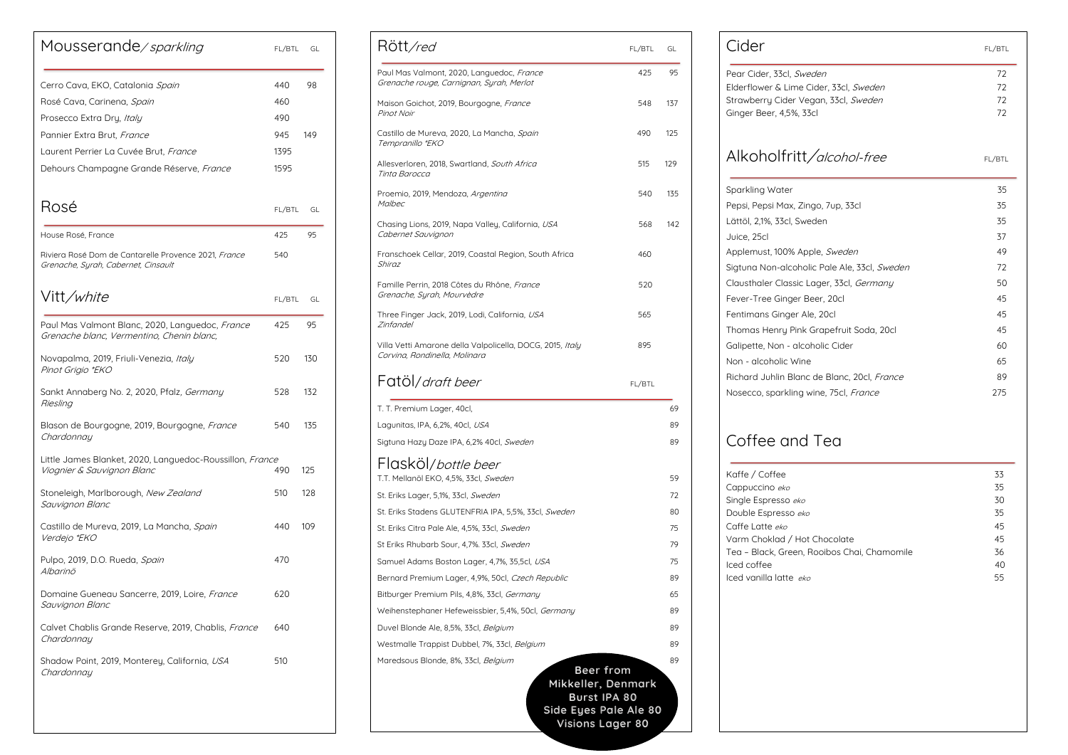## Mousserande/ *sparkling*

| | FL/BTL | GL |
|---|---|---|
| Cerro Cava, EKO, Catalonia *Spain* | 440 | 98 |
| Rosé Cava, Carinena, *Spain* | 460 | |
| Prosecco Extra Dry, *Italy* | 490 | |
| Pannier Extra Brut, *France* | 945 | 149 |
| Laurent Perrier La Cuvée Brut, *France* | 1395 | |
| Dehours Champagne Grande Réserve, *France* | 1595 | |

## Rosé

| | FL/BTL | GL |
|---|---|---|
| House Rosé, France | 425 | 95 |
| Riviera Rosé Dom de Cantarelle Provence 2021, *France* *Grenache, Syrah, Cabernet, Cinsault* | 540 | |

## Vitt/ *white*

| | FL/BTL | GL |
|---|---|---|
| Paul Mas Valmont Blanc, 2020, Languedoc, *France* *Grenache blanc, Vermentino, Chenin blanc,* | 425 | 95 |
| Novapalma, 2019, Friuli-Venezia, *Italy* *Pinot Grigio \*EKO* | 520 | 130 |
| Sankt Annaberg No. 2, 2020, Pfalz, *Germany* *Riesling* | 528 | 132 |
| Blason de Bourgogne, 2019, Bourgogne, *France* *Chardonnay* | 540 | 135 |
| Little James Blanket, 2020, Languedoc-Roussillon, *France* *Viognier & Sauvignon Blanc* | 490 | 125 |
| Stoneleigh, Marlborough, *New Zealand* *Sauvignon Blanc* | 510 | 128 |
| Castillo de Mureva, 2019, La Mancha, *Spain* *Verdejo \*EKO* | 440 | 109 |
| Pulpo, 2019, D.O. Rueda, *Spain* *Albarinõ* | 470 | |
| Domaine Gueneau Sancerre, 2019, Loire, *France* *Sauvignon Blanc* | 620 | |
| Calvet Chablis Grande Reserve, 2019, Chablis, *France* *Chardonnay* | 640 | |
| Shadow Point, 2019, Monterey, California, *USA* *Chardonnay* | 510 | |

## Rött/ *red*

| | FL/BTL | GL |
|---|---|---|
| Paul Mas Valmont, 2020, Languedoc, *France* *Grenache rouge, Carnignan, Syrah, Merlot* | 425 | 95 |
| Maison Goichot, 2019, Bourgogne, *France* *Pinot Noir* | 548 | 137 |
| Castillo de Mureva, 2020, La Mancha, *Spain* *Tempranillo \*EKO* | 490 | 125 |
| Allesverloren, 2018, Swartland, *South Africa* *Tinta Barocca* | 515 | 129 |
| Proemio, 2019, Mendoza, *Argentina* *Malbec* | 540 | 135 |
| Chasing Lions, 2019, Napa Valley, California, *USA* *Cabernet Sauvignon* | 568 | 142 |
| Franschoek Cellar, 2019, Coastal Region, South Africa *Shiraz* | 460 | |
| Famille Perrin, 2018 Côtes du Rhône, *France* *Grenache, Syrah, Mourvèdre* | 520 | |
| Three Finger Jack, 2019, Lodi, California, *USA* *Zinfandel* | 565 | |
| Villa Vetti Amarone della Valpolicella, DOCG, 2015, *Italy* *Corvina, Rondinella, Molinara* | 895 | |

## Fatöl/ *draft beer*

| | FL/BTL |
|---|---|
| T. T. Premium Lager, 40cl, | 69 |
| Lagunitas, IPA, 6,2%, 40cl, *USA* | 89 |
| Sigtuna Hazy Daze IPA, 6,2% 40cl, *Sweden* | 89 |

## Flasköl/ *bottle beer*

| | |
|---|---|
| T.T. Mellanöl EKO, 4,5%, 33cl, *Sweden* | 59 |
| St. Eriks Lager, 5,1%, 33cl, *Sweden* | 72 |
| St. Eriks Stadens GLUTENFRIA IPA, 5,5%, 33cl, *Sweden* | 80 |
| St. Eriks Citra Pale Ale, 4,5%, 33cl, *Sweden* | 75 |
| St Eriks Rhubarb Sour, 4,7%. 33cl, *Sweden* | 79 |
| Samuel Adams Boston Lager, 4,7%, 35,5cl, *USA* | 75 |
| Bernard Premium Lager, 4,9%, 50cl, *Czech Republic* | 89 |
| Bitburger Premium Pils, 4,8%, 33cl, *Germany* | 65 |
| Weihenstephaner Hefeweissbier, 5,4%, 50cl, *Germany* | 89 |
| Duvel Blonde Ale, 8,5%, 33cl, *Belgium* | 89 |
| Westmalle Trappist Dubbel, 7%, 33cl, *Belgium* | 89 |
| Maredsous Blonde, 8%, 33cl, *Belgium* | 89 |

**Beer from Mikkeller, Denmark**
**Burst IPA 80**
**Side Eyes Pale Ale 80**
**Visions Lager 80**

## Cider

| | FL/BTL |
|---|---|
| Pear Cider, 33cl, *Sweden* | 72 |
| Elderflower & Lime Cider, 33cl, *Sweden* | 72 |
| Strawberry Cider Vegan, 33cl, *Sweden* | 72 |
| Ginger Beer, 4,5%, 33cl | 72 |

## Alkoholfritt/ *alcohol-free*

| | FL/BTL |
|---|---|
| Sparkling Water | 35 |
| Pepsi, Pepsi Max, Zingo, 7up, 33cl | 35 |
| Lättöl, 2,1%, 33cl, Sweden | 35 |
| Juice, 25cl | 37 |
| Applemust, 100% Apple, *Sweden* | 49 |
| Sigtuna Non-alcoholic Pale Ale, 33cl, *Sweden* | 72 |
| Clausthaler Classic Lager, 33cl, *Germany* | 50 |
| Fever-Tree Ginger Beer, 20cl | 45 |
| Fentimans Ginger Ale, 20cl | 45 |
| Thomas Henry Pink Grapefruit Soda, 20cl | 45 |
| Galipette, Non - alcoholic Cider | 60 |
| Non - alcoholic Wine | 65 |
| Richard Juhlin Blanc de Blanc, 20cl, *France* | 89 |
| Nosecco, sparkling wine, 75cl, *France* | 275 |

## Coffee and Tea

| | |
|---|---|
| Kaffe / Coffee | 33 |
| Cappuccino *eko* | 35 |
| Single Espresso *eko* | 30 |
| Double Espresso *eko* | 35 |
| Caffe Latte *eko* | 45 |
| Varm Choklad / Hot Chocolate | 45 |
| Tea – Black, Green, Rooibos Chai, Chamomile | 36 |
| Iced coffee | 40 |
| Iced vanilla latte *eko* | 55 |